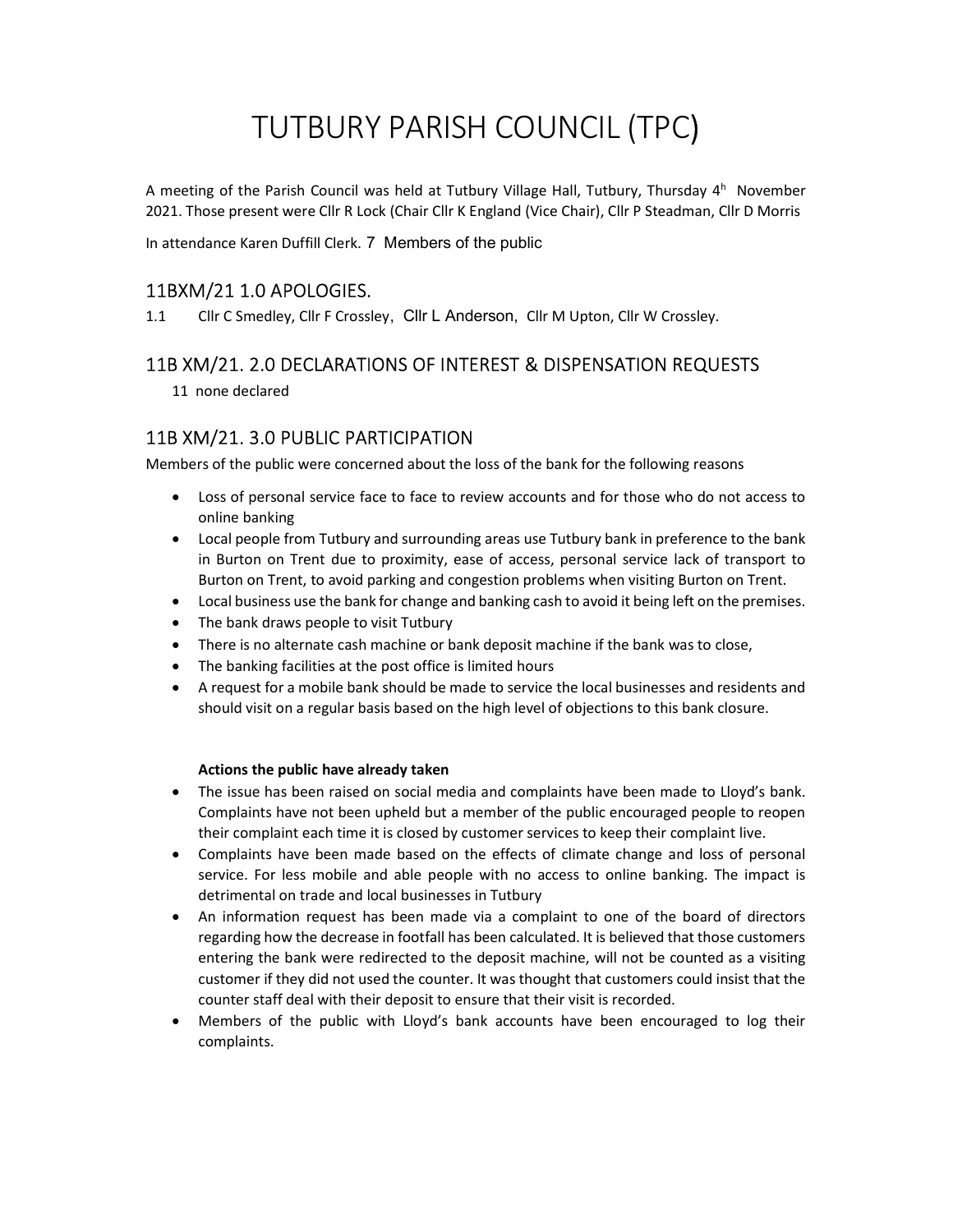# TUTBURY PARISH COUNCIL (TPC)

A meeting of the Parish Council was held at Tutbury Village Hall, Tutbury, Thursday 4h November 2021. Those present were Cllr R Lock (Chair Cllr K England (Vice Chair), Cllr P Steadman, Cllr D Morris

In attendance Karen Duffill Clerk. 7 Members of the public

## 11BXM/21 1.0 APOLOGIES.

1.1 Cllr C Smedley, Cllr F Crossley, Cllr L Anderson, Cllr M Upton, Cllr W Crossley.

## 11B XM/21. 2.0 DECLARATIONS OF INTEREST & DISPENSATION REQUESTS

11 none declared

## 11B XM/21. 3.0 PUBLIC PARTICIPATION

Members of the public were concerned about the loss of the bank for the following reasons

- Loss of personal service face to face to review accounts and for those who do not access to online banking
- Local people from Tutbury and surrounding areas use Tutbury bank in preference to the bank in Burton on Trent due to proximity, ease of access, personal service lack of transport to Burton on Trent, to avoid parking and congestion problems when visiting Burton on Trent.
- Local business use the bank for change and banking cash to avoid it being left on the premises.
- The bank draws people to visit Tutbury
- There is no alternate cash machine or bank deposit machine if the bank was to close,
- The banking facilities at the post office is limited hours
- A request for a mobile bank should be made to service the local businesses and residents and should visit on a regular basis based on the high level of objections to this bank closure.

**Actions the public have already taken**

- The issue has been raised on social media and complaints have been made to Lloyd's bank. Complaints have not been upheld but a member of the public encouraged people to reopen their complaint each time it is closed by customer services to keep their complaint live.
- Complaints have been made based on the effects of climate change and loss of personal service. For less mobile and able people with no access to online banking. The impact is detrimental on trade and local businesses in Tutbury
- An information request has been made via a complaint to one of the board of directors regarding how the decrease in footfall has been calculated. It is believed that those customers entering the bank were redirected to the deposit machine, will not be counted as a visiting customer if they did not used the counter. It was thought that customers could insist that the counter staff deal with their deposit to ensure that their visit is recorded.
- Members of the public with Lloyd's bank accounts have been encouraged to log their complaints.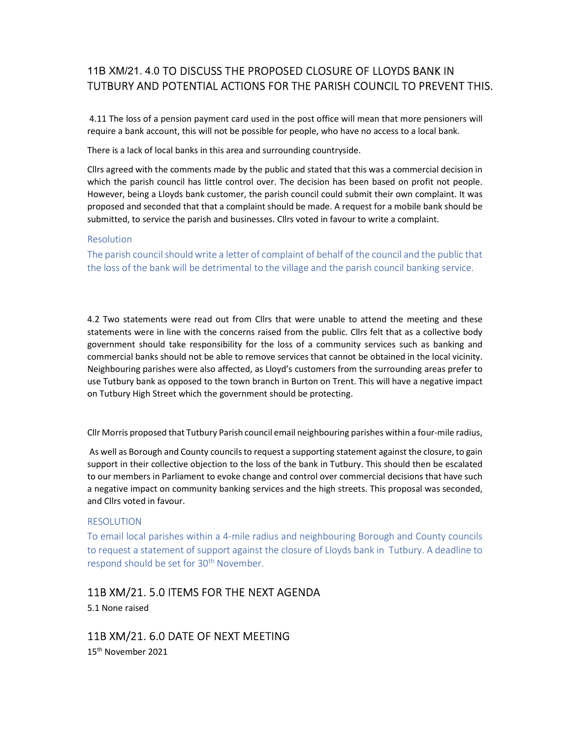## 11B XM/21. 4.0 TO DISCUSS THE PROPOSED CLOSURE OF LLOYDS BANK IN TUTBURY AND POTENTIAL ACTIONS FOR THE PARISH COUNCIL TO PREVENT THIS.

4.11 The loss of a pension payment card used in the post office will mean that more pensioners will require a bank account, this will not be possible for people, who have no access to a local bank.

There is a lack of local banks in this area and surrounding countryside.

Cllrs agreed with the comments made by the public and stated that this was a commercial decision in which the parish council has little control over. The decision has been based on profit not people. However, being a Lloyds bank customer, the parish council could submit their own complaint. It was proposed and seconded that that a complaint should be made. A request for a mobile bank should be submitted, to service the parish and businesses. Cllrs voted in favour to write a complaint.

### Resolution

The parish council should write a letter of complaint of behalf of the council and the public that the loss of the bank will be detrimental to the village and the parish council banking service.

4.2 Two statements were read out from Cllrs that were unable to attend the meeting and these statements were in line with the concerns raised from the public. Cllrs felt that as a collective body government should take responsibility for the loss of a community services such as banking and commercial banks should not be able to remove services that cannot be obtained in the local vicinity. Neighbouring parishes were also affected, as Lloyd's customers from the surrounding areas prefer to use Tutbury bank as opposed to the town branch in Burton on Trent. This will have a negative impact on Tutbury High Street which the government should be protecting.

Cllr Morris proposed that Tutbury Parish council email neighbouring parishes within a four-mile radius,

As well as Borough and County councils to request a supporting statement against the closure, to gain support in their collective objection to the loss of the bank in Tutbury. This should then be escalated to our members in Parliament to evoke change and control over commercial decisions that have such a negative impact on community banking services and the high streets. This proposal was seconded, and Cllrs voted in favour.

### RESOLUTION

To email local parishes within a 4-mile radius and neighbouring Borough and County councils to request a statement of support against the closure of Lloyds bank in Tutbury. A deadline to respond should be set for 30th November.

## 11B XM/21. 5.0 ITEMS FOR THE NEXT AGENDA

5.1 None raised

## 11B XM/21. 6.0 DATE OF NEXT MEETING

15th November 2021